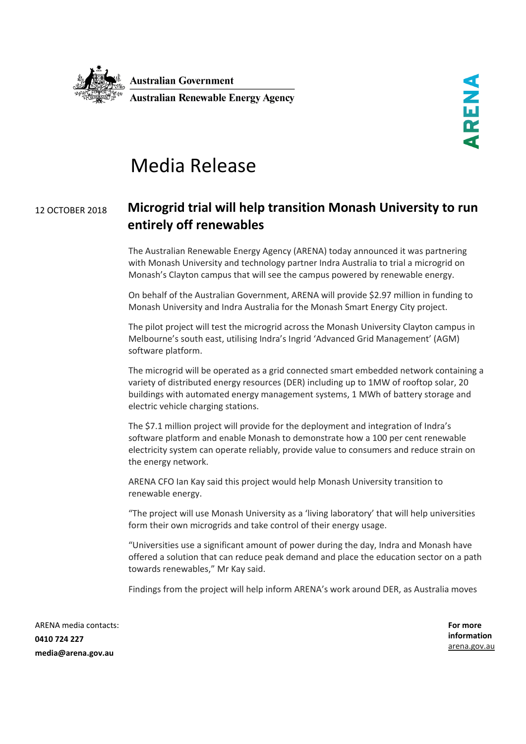Australian Government

Australian Renewable Energy Agency

ARENA

# Media Release

12 OCTOBER 2018

## Microgrid trial will help transition Monash University to run entirely off renewables

The Australian Renewable Energy Agency (ARENA) today announced it was partnering with Monash University and technology partner Indra Australia to trial a microgrid on Monash's Clayton campus that will see the campus powered by renewable energy.

On behalf of the Australian Government, ARENA will provide $2.97 million in funding to Monash University and Indra Australia for the Monash Smart Energy City project.

The pilot project will test the microgrid across the Monash University Clayton campus in Melbourne's south east, utilising Indra's Ingrid 'Advanced Grid Management' (AGM) software platform.

The microgrid will be operated as a grid connected smart embedded network containing a variety of distributed energy resources (DER) including up to 1MW of rooftop solar, 20 buildings with automated energy management systems, 1 MWh of battery storage and electric vehicle charging stations.

The $7.1 million project will provide for the deployment and integration of Indra's software platform and enable Monash to demonstrate how a 100 per cent renewable electricity system can operate reliably, provide value to consumers and reduce strain on the energy network.

ARENA CFO Ian Kay said this project would help Monash University transition to renewable energy.

"The project will use Monash University as a 'living laboratory' that will help universities form their own microgrids and take control of their energy usage.

"Universities use a significant amount of power during the day, Indra and Monash have offered a solution that can reduce peak demand and place the education sector on a path towards renewables," Mr Kay said.

Findings from the project will help inform ARENA's work around DER, as Australia moves

ARENA media contacts:
**0410 724 227**
**media@arena.gov.au**

**For more information**
arena.gov.au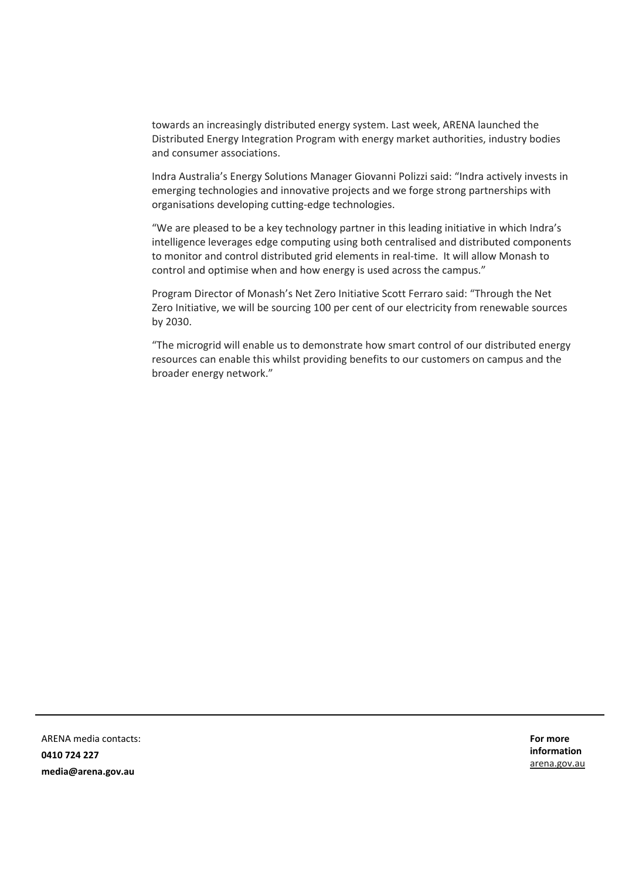towards an increasingly distributed energy system. Last week, ARENA launched the Distributed Energy Integration Program with energy market authorities, industry bodies and consumer associations.

Indra Australia's Energy Solutions Manager Giovanni Polizzi said: "Indra actively invests in emerging technologies and innovative projects and we forge strong partnerships with organisations developing cutting-edge technologies.

"We are pleased to be a key technology partner in this leading initiative in which Indra's intelligence leverages edge computing using both centralised and distributed components to monitor and control distributed grid elements in real-time. It will allow Monash to control and optimise when and how energy is used across the campus."

Program Director of Monash's Net Zero Initiative Scott Ferraro said: "Through the Net Zero Initiative, we will be sourcing 100 per cent of our electricity from renewable sources by 2030.

"The microgrid will enable us to demonstrate how smart control of our distributed energy resources can enable this whilst providing benefits to our customers on campus and the broader energy network."

---

ARENA media contacts:
**0410 724 227**
**media@arena.gov.au**

**For more information**
arena.gov.au